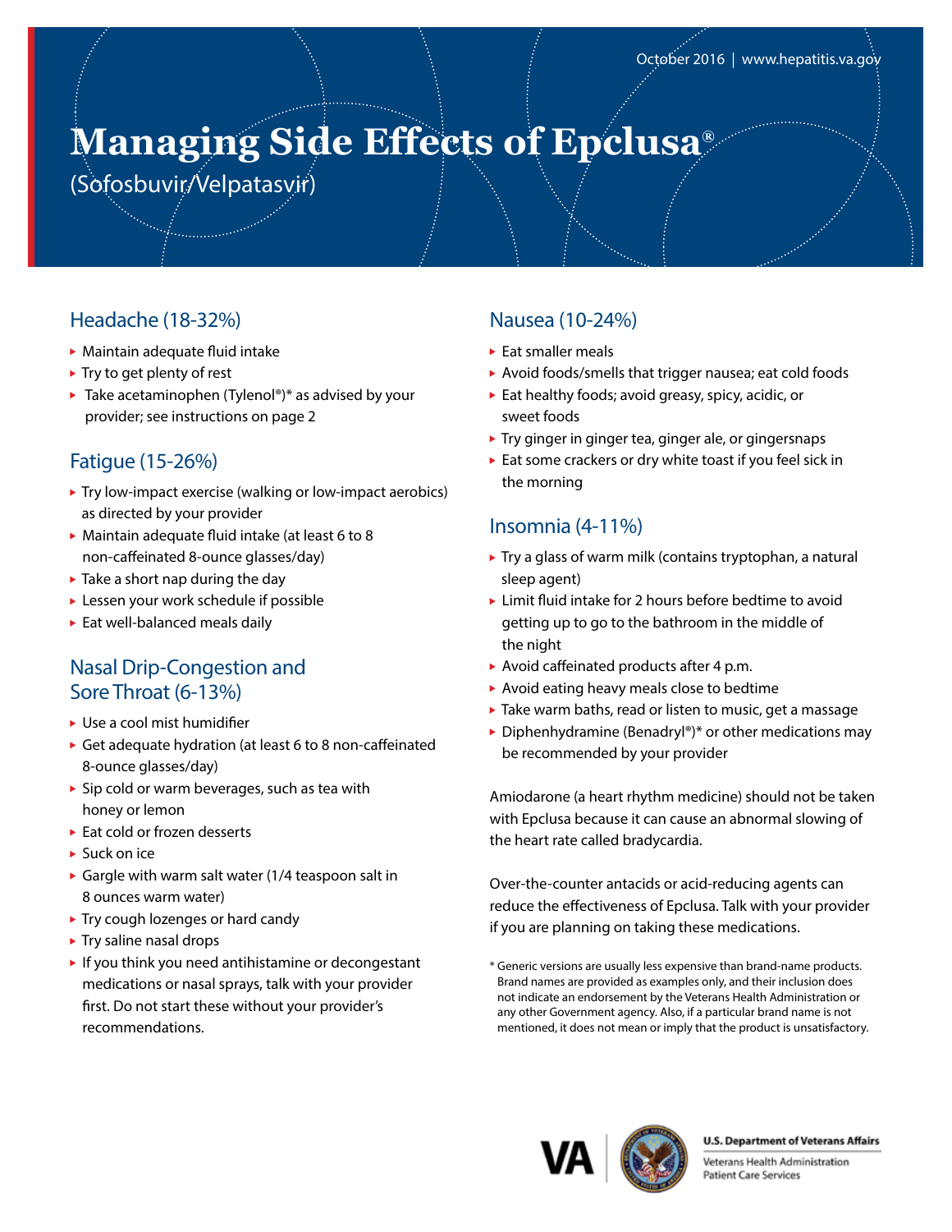October 2016 | www.hepatitis.va.gov

# Managing Side Effects of Epclusa®

(Sofosbuvir/Velpatasvir)

## Headache (18-32%)

- Maintain adequate fluid intake
- Try to get plenty of rest
- Take acetaminophen (Tylenol®)* as advised by your provider; see instructions on page 2

## Fatigue (15-26%)

- Try low-impact exercise (walking or low-impact aerobics) as directed by your provider
- Maintain adequate fluid intake (at least 6 to 8 non-caffeinated 8-ounce glasses/day)
- Take a short nap during the day
- Lessen your work schedule if possible
- Eat well-balanced meals daily

## Nasal Drip-Congestion and Sore Throat (6-13%)

- Use a cool mist humidifier
- Get adequate hydration (at least 6 to 8 non-caffeinated 8-ounce glasses/day)
- Sip cold or warm beverages, such as tea with honey or lemon
- Eat cold or frozen desserts
- Suck on ice
- Gargle with warm salt water (1/4 teaspoon salt in 8 ounces warm water)
- Try cough lozenges or hard candy
- Try saline nasal drops
- If you think you need antihistamine or decongestant medications or nasal sprays, talk with your provider first. Do not start these without your provider's recommendations.

## Nausea (10-24%)

- Eat smaller meals
- Avoid foods/smells that trigger nausea; eat cold foods
- Eat healthy foods; avoid greasy, spicy, acidic, or sweet foods
- Try ginger in ginger tea, ginger ale, or gingersnaps
- Eat some crackers or dry white toast if you feel sick in the morning

## Insomnia (4-11%)

- Try a glass of warm milk (contains tryptophan, a natural sleep agent)
- Limit fluid intake for 2 hours before bedtime to avoid getting up to go to the bathroom in the middle of the night
- Avoid caffeinated products after 4 p.m.
- Avoid eating heavy meals close to bedtime
- Take warm baths, read or listen to music, get a massage
- Diphenhydramine (Benadryl®)* or other medications may be recommended by your provider

Amiodarone (a heart rhythm medicine) should not be taken with Epclusa because it can cause an abnormal slowing of the heart rate called bradycardia.

Over-the-counter antacids or acid-reducing agents can reduce the effectiveness of Epclusa. Talk with your provider if you are planning on taking these medications.

* Generic versions are usually less expensive than brand-name products. Brand names are provided as examples only, and their inclusion does not indicate an endorsement by the Veterans Health Administration or any other Government agency. Also, if a particular brand name is not mentioned, it does not mean or imply that the product is unsatisfactory.

U.S. Department of Veterans Affairs
Veterans Health Administration
Patient Care Services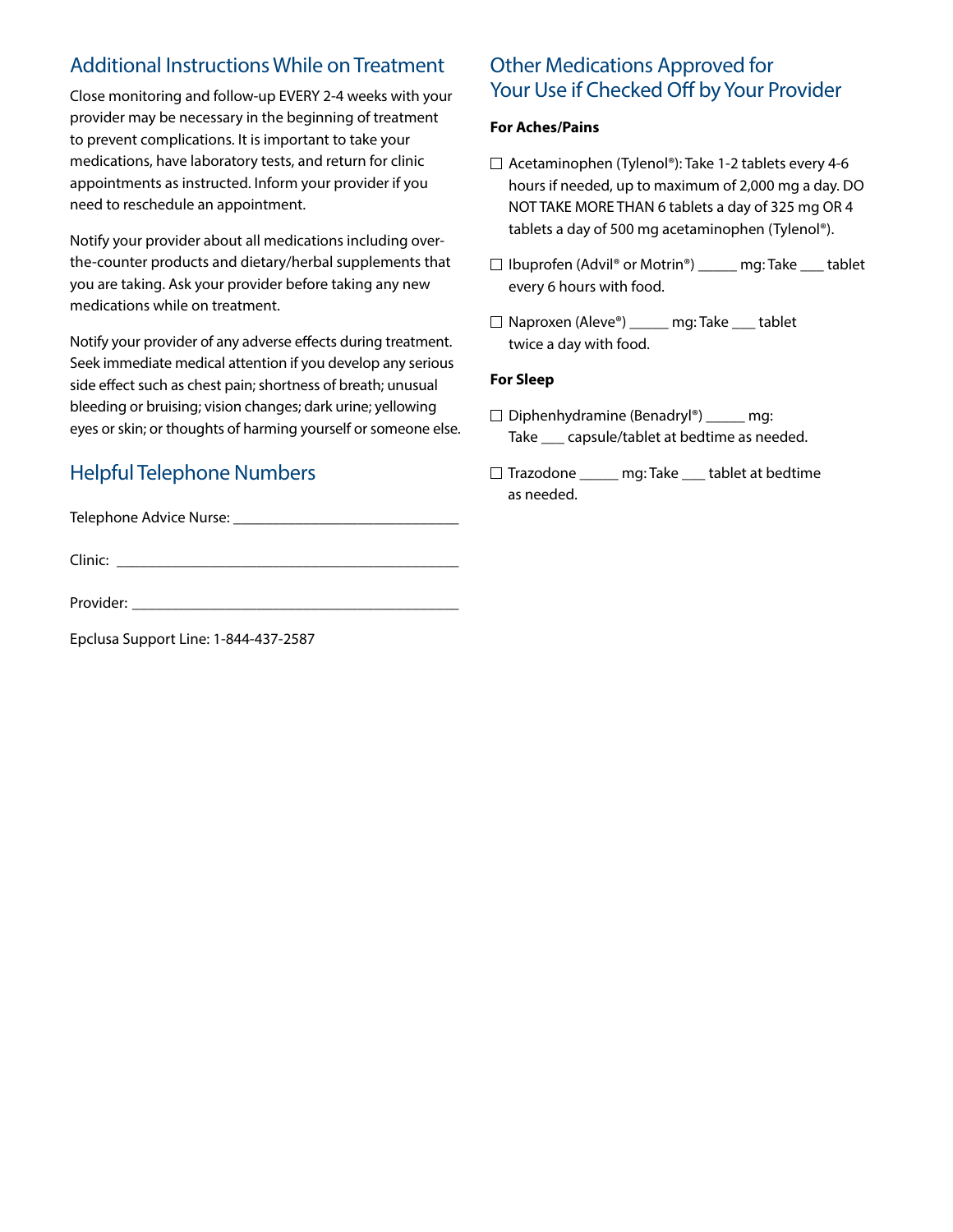## Additional Instructions While on Treatment

Close monitoring and follow-up EVERY 2-4 weeks with your provider may be necessary in the beginning of treatment to prevent complications. It is important to take your medications, have laboratory tests, and return for clinic appointments as instructed. Inform your provider if you need to reschedule an appointment.

Notify your provider about all medications including over-the-counter products and dietary/herbal supplements that you are taking. Ask your provider before taking any new medications while on treatment.

Notify your provider of any adverse effects during treatment. Seek immediate medical attention if you develop any serious side effect such as chest pain; shortness of breath; unusual bleeding or bruising; vision changes; dark urine; yellowing eyes or skin; or thoughts of harming yourself or someone else.

## Helpful Telephone Numbers

Telephone Advice Nurse: ______________________________

Clinic: ______________________________________________

Provider: ____________________________________________

Epclusa Support Line: 1-844-437-2587

## Other Medications Approved for Your Use if Checked Off by Your Provider

**For Aches/Pains**

☐ Acetaminophen (Tylenol®): Take 1-2 tablets every 4-6 hours if needed, up to maximum of 2,000 mg a day. DO NOT TAKE MORE THAN 6 tablets a day of 325 mg OR 4 tablets a day of 500 mg acetaminophen (Tylenol®).

☐ Ibuprofen (Advil® or Motrin®) _____ mg: Take ___ tablet every 6 hours with food.

☐ Naproxen (Aleve®) _____ mg: Take ___ tablet twice a day with food.

**For Sleep**

☐ Diphenhydramine (Benadryl®) _____ mg: Take ___ capsule/tablet at bedtime as needed.

☐ Trazodone _____ mg: Take ___ tablet at bedtime as needed.